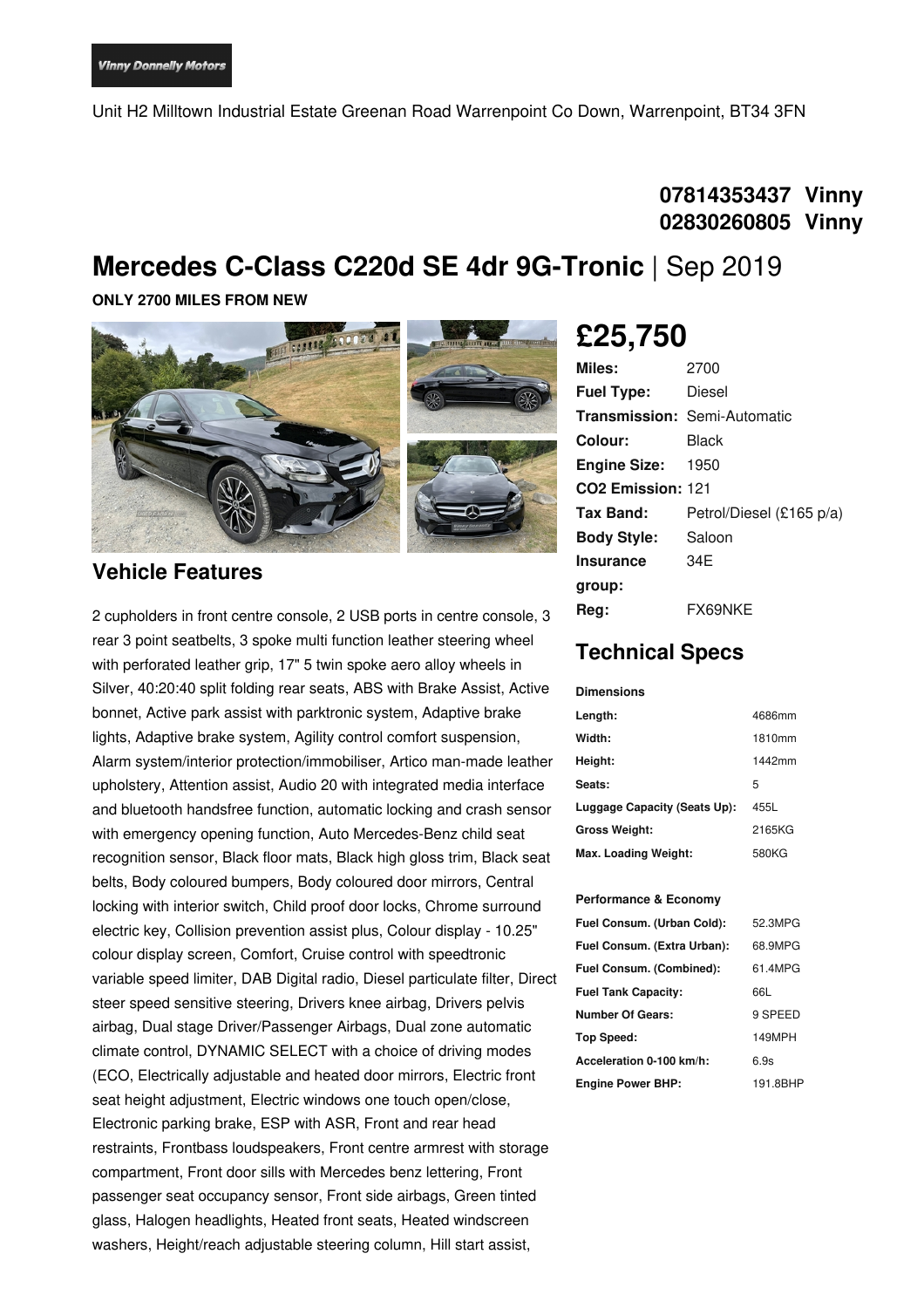Vinny Donnelly Motors

Unit H2 Milltown Industrial Estate Greenan Road Warrenpoint Co Down, Warrenpoint, BT34 3FN

**07814353437 Vinny**
**02830260805 Vinny**

# Mercedes C-Class C220d SE 4dr 9G-Tronic | Sep 2019

**ONLY 2700 MILES FROM NEW**

## £25,750

| | |
|---|---|
| **Miles:** | 2700 |
| **Fuel Type:** | Diesel |
| **Transmission:** | Semi-Automatic |
| **Colour:** | Black |
| **Engine Size:** | 1950 |
| **CO2 Emission:** | 121 |
| **Tax Band:** | Petrol/Diesel (£165 p/a) |
| **Body Style:** | Saloon |
| **Insurance group:** | 34E |
| **Reg:** | FX69NKE |

## Vehicle Features

2 cupholders in front centre console, 2 USB ports in centre console, 3 rear 3 point seatbelts, 3 spoke multi function leather steering wheel with perforated leather grip, 17" 5 twin spoke aero alloy wheels in Silver, 40:20:40 split folding rear seats, ABS with Brake Assist, Active bonnet, Active park assist with parktronic system, Adaptive brake lights, Adaptive brake system, Agility control comfort suspension, Alarm system/interior protection/immobiliser, Artico man-made leather upholstery, Attention assist, Audio 20 with integrated media interface and bluetooth handsfree function, automatic locking and crash sensor with emergency opening function, Auto Mercedes-Benz child seat recognition sensor, Black floor mats, Black high gloss trim, Black seat belts, Body coloured bumpers, Body coloured door mirrors, Central locking with interior switch, Child proof door locks, Chrome surround electric key, Collision prevention assist plus, Colour display - 10.25" colour display screen, Comfort, Cruise control with speedtronic variable speed limiter, DAB Digital radio, Diesel particulate filter, Direct steer speed sensitive steering, Drivers knee airbag, Drivers pelvis airbag, Dual stage Driver/Passenger Airbags, Dual zone automatic climate control, DYNAMIC SELECT with a choice of driving modes (ECO, Electrically adjustable and heated door mirrors, Electric front seat height adjustment, Electric windows one touch open/close, Electronic parking brake, ESP with ASR, Front and rear head restraints, Frontbass loudspeakers, Front centre armrest with storage compartment, Front door sills with Mercedes benz lettering, Front passenger seat occupancy sensor, Front side airbags, Green tinted glass, Halogen headlights, Heated front seats, Heated windscreen washers, Height/reach adjustable steering column, Hill start assist,

## Technical Specs

### Dimensions

| | |
|---|---|
| **Length:** | 4686mm |
| **Width:** | 1810mm |
| **Height:** | 1442mm |
| **Seats:** | 5 |
| **Luggage Capacity (Seats Up):** | 455L |
| **Gross Weight:** | 2165KG |
| **Max. Loading Weight:** | 580KG |

### Performance & Economy

| | |
|---|---|
| **Fuel Consum. (Urban Cold):** | 52.3MPG |
| **Fuel Consum. (Extra Urban):** | 68.9MPG |
| **Fuel Consum. (Combined):** | 61.4MPG |
| **Fuel Tank Capacity:** | 66L |
| **Number Of Gears:** | 9 SPEED |
| **Top Speed:** | 149MPH |
| **Acceleration 0-100 km/h:** | 6.9s |
| **Engine Power BHP:** | 191.8BHP |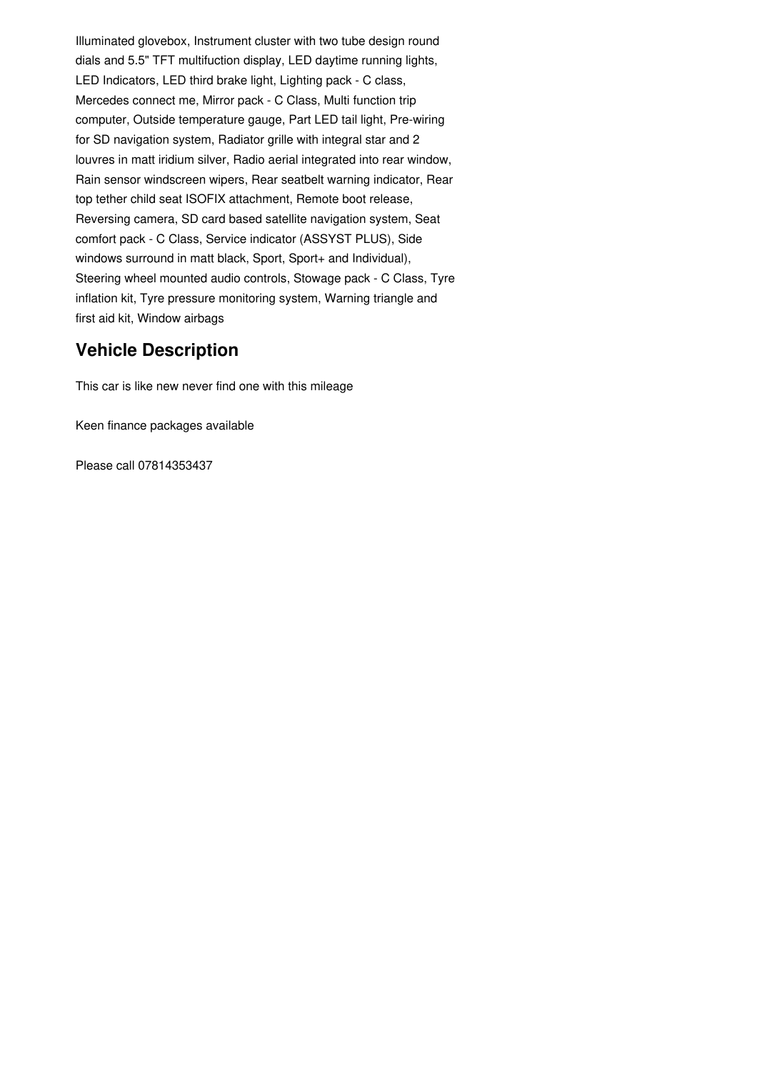Illuminated glovebox, Instrument cluster with two tube design round dials and 5.5" TFT multifuction display, LED daytime running lights, LED Indicators, LED third brake light, Lighting pack - C class, Mercedes connect me, Mirror pack - C Class, Multi function trip computer, Outside temperature gauge, Part LED tail light, Pre-wiring for SD navigation system, Radiator grille with integral star and 2 louvres in matt iridium silver, Radio aerial integrated into rear window, Rain sensor windscreen wipers, Rear seatbelt warning indicator, Rear top tether child seat ISOFIX attachment, Remote boot release, Reversing camera, SD card based satellite navigation system, Seat comfort pack - C Class, Service indicator (ASSYST PLUS), Side windows surround in matt black, Sport, Sport+ and Individual), Steering wheel mounted audio controls, Stowage pack - C Class, Tyre inflation kit, Tyre pressure monitoring system, Warning triangle and first aid kit, Window airbags

## Vehicle Description

This car is like new never find one with this mileage

Keen finance packages available

Please call 07814353437